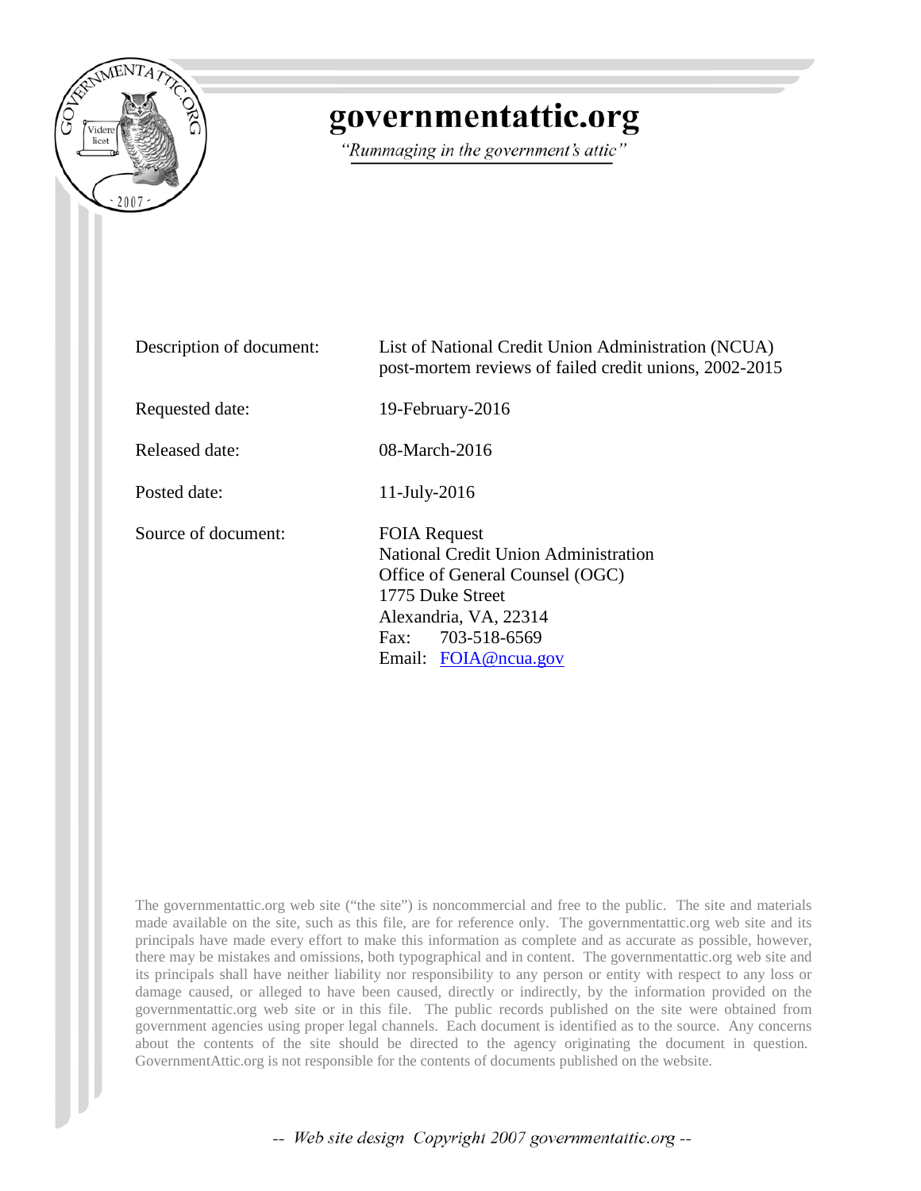# governmentattic.org

*"Rummaging in the government's attic"*

| | |
|---|---|
| Description of document: | List of National Credit Union Administration (NCUA) post-mortem reviews of failed credit unions, 2002-2015 |
| Requested date: | 19-February-2016 |
| Released date: | 08-March-2016 |
| Posted date: | 11-July-2016 |
| Source of document: | FOIA Request<br>National Credit Union Administration<br>Office of General Counsel (OGC)<br>1775 Duke Street<br>Alexandria, VA, 22314<br>Fax: 703-518-6569<br>Email: FOIA@ncua.gov |

The governmentattic.org web site ("the site") is noncommercial and free to the public. The site and materials made available on the site, such as this file, are for reference only. The governmentattic.org web site and its principals have made every effort to make this information as complete and as accurate as possible, however, there may be mistakes and omissions, both typographical and in content. The governmentattic.org web site and its principals shall have neither liability nor responsibility to any person or entity with respect to any loss or damage caused, or alleged to have been caused, directly or indirectly, by the information provided on the governmentattic.org web site or in this file. The public records published on the site were obtained from government agencies using proper legal channels. Each document is identified as to the source. Any concerns about the contents of the site should be directed to the agency originating the document in question. GovernmentAttic.org is not responsible for the contents of documents published on the website.

-- Web site design Copyright 2007 governmentattic.org --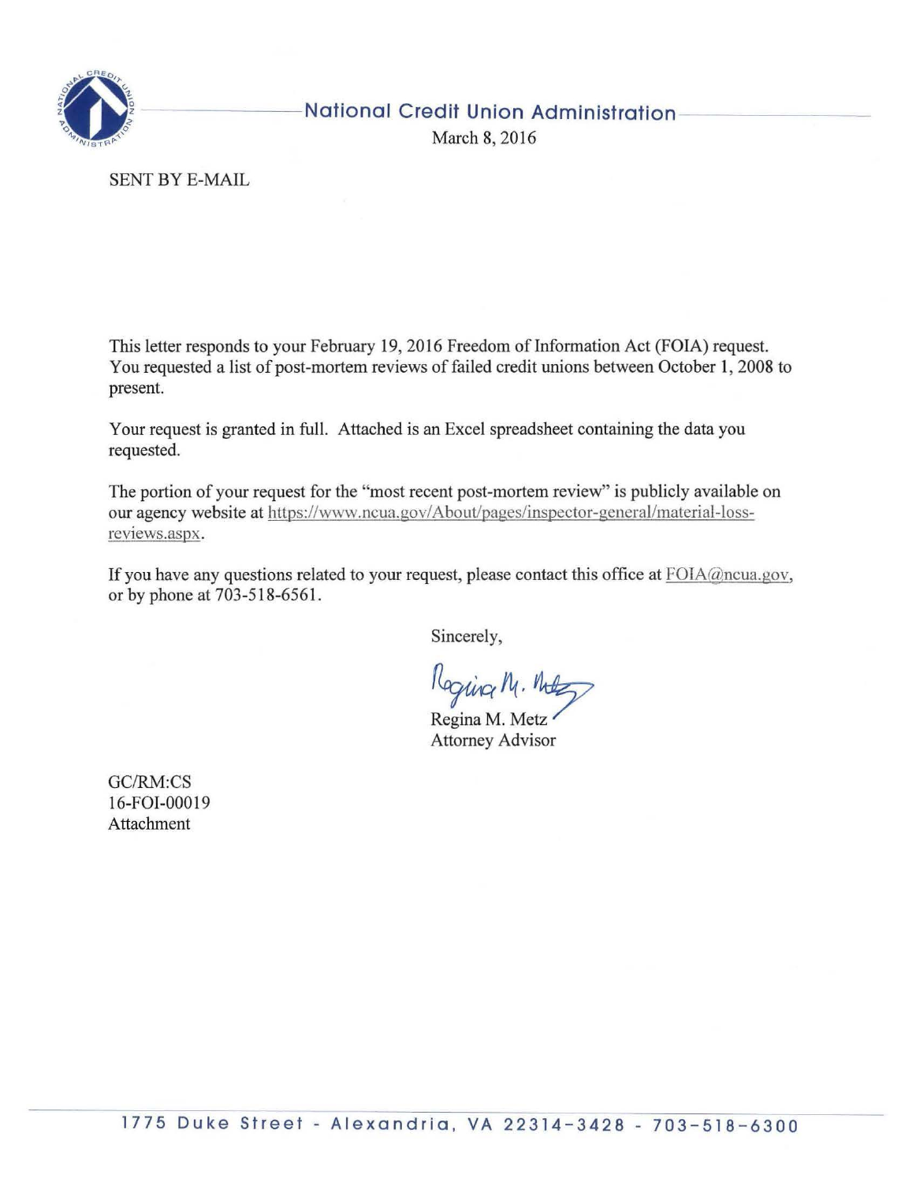**National Credit Union Administration**

March 8, 2016

SENT BY E-MAIL

This letter responds to your February 19, 2016 Freedom of Information Act (FOIA) request. You requested a list of post-mortem reviews of failed credit unions between October 1, 2008 to present.

Your request is granted in full. Attached is an Excel spreadsheet containing the data you requested.

The portion of your request for the "most recent post-mortem review" is publicly available on our agency website at https://www.ncua.gov/About/pages/inspector-general/material-loss-reviews.aspx.

If you have any questions related to your request, please contact this office at FOIA@ncua.gov, or by phone at 703-518-6561.

Sincerely,

Regina M. Metz
Attorney Advisor

GC/RM:CS
16-FOI-00019
Attachment

1775 Duke Street - Alexandria, VA 22314-3428 - 703-518-6300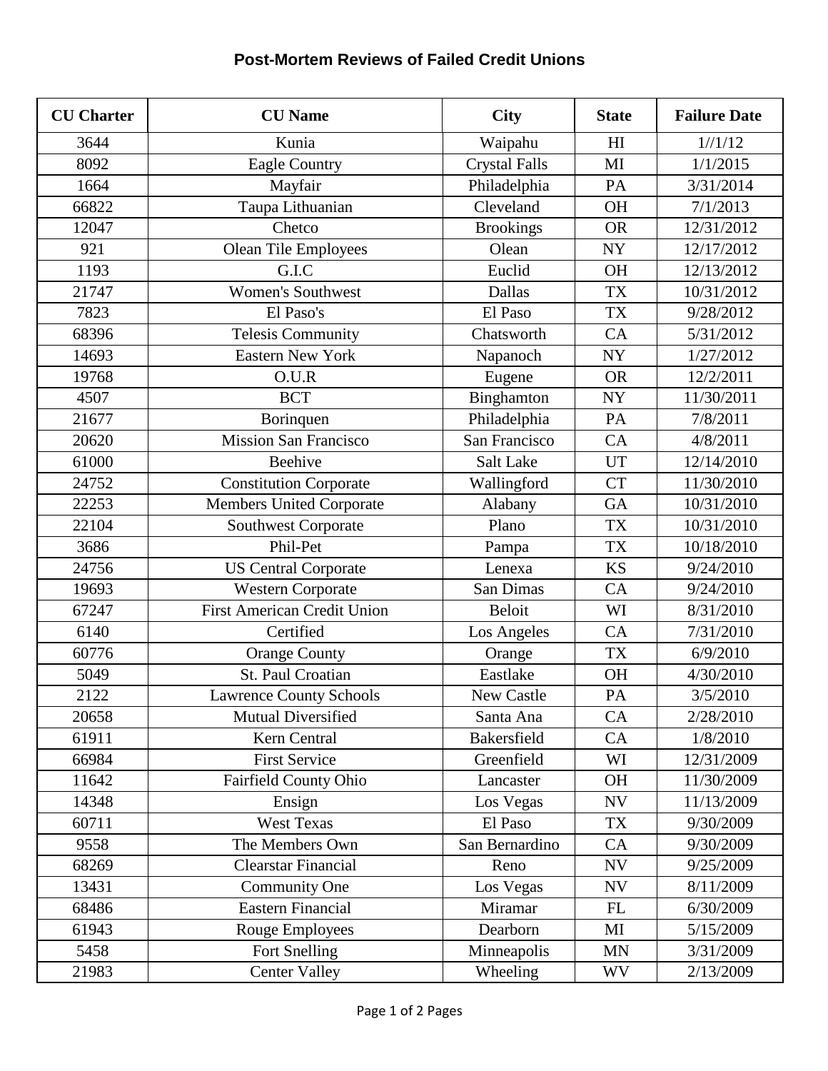# Post-Mortem Reviews of Failed Credit Unions

| CU Charter | CU Name | City | State | Failure Date |
|---|---|---|---|---|
| 3644 | Kunia | Waipahu | HI | 1//1/12 |
| 8092 | Eagle Country | Crystal Falls | MI | 1/1/2015 |
| 1664 | Mayfair | Philadelphia | PA | 3/31/2014 |
| 66822 | Taupa Lithuanian | Cleveland | OH | 7/1/2013 |
| 12047 | Chetco | Brookings | OR | 12/31/2012 |
| 921 | Olean Tile Employees | Olean | NY | 12/17/2012 |
| 1193 | G.I.C | Euclid | OH | 12/13/2012 |
| 21747 | Women's Southwest | Dallas | TX | 10/31/2012 |
| 7823 | El Paso's | El Paso | TX | 9/28/2012 |
| 68396 | Telesis Community | Chatsworth | CA | 5/31/2012 |
| 14693 | Eastern New York | Napanoch | NY | 1/27/2012 |
| 19768 | O.U.R | Eugene | OR | 12/2/2011 |
| 4507 | BCT | Binghamton | NY | 11/30/2011 |
| 21677 | Borinquen | Philadelphia | PA | 7/8/2011 |
| 20620 | Mission San Francisco | San Francisco | CA | 4/8/2011 |
| 61000 | Beehive | Salt Lake | UT | 12/14/2010 |
| 24752 | Constitution Corporate | Wallingford | CT | 11/30/2010 |
| 22253 | Members United Corporate | Alabany | GA | 10/31/2010 |
| 22104 | Southwest Corporate | Plano | TX | 10/31/2010 |
| 3686 | Phil-Pet | Pampa | TX | 10/18/2010 |
| 24756 | US Central Corporate | Lenexa | KS | 9/24/2010 |
| 19693 | Western Corporate | San Dimas | CA | 9/24/2010 |
| 67247 | First American Credit Union | Beloit | WI | 8/31/2010 |
| 6140 | Certified | Los Angeles | CA | 7/31/2010 |
| 60776 | Orange County | Orange | TX | 6/9/2010 |
| 5049 | St. Paul Croatian | Eastlake | OH | 4/30/2010 |
| 2122 | Lawrence County Schools | New Castle | PA | 3/5/2010 |
| 20658 | Mutual Diversified | Santa Ana | CA | 2/28/2010 |
| 61911 | Kern Central | Bakersfield | CA | 1/8/2010 |
| 66984 | First Service | Greenfield | WI | 12/31/2009 |
| 11642 | Fairfield County Ohio | Lancaster | OH | 11/30/2009 |
| 14348 | Ensign | Los Vegas | NV | 11/13/2009 |
| 60711 | West Texas | El Paso | TX | 9/30/2009 |
| 9558 | The Members Own | San Bernardino | CA | 9/30/2009 |
| 68269 | Clearstar Financial | Reno | NV | 9/25/2009 |
| 13431 | Community One | Los Vegas | NV | 8/11/2009 |
| 68486 | Eastern Financial | Miramar | FL | 6/30/2009 |
| 61943 | Rouge Employees | Dearborn | MI | 5/15/2009 |
| 5458 | Fort Snelling | Minneapolis | MN | 3/31/2009 |
| 21983 | Center Valley | Wheeling | WV | 2/13/2009 |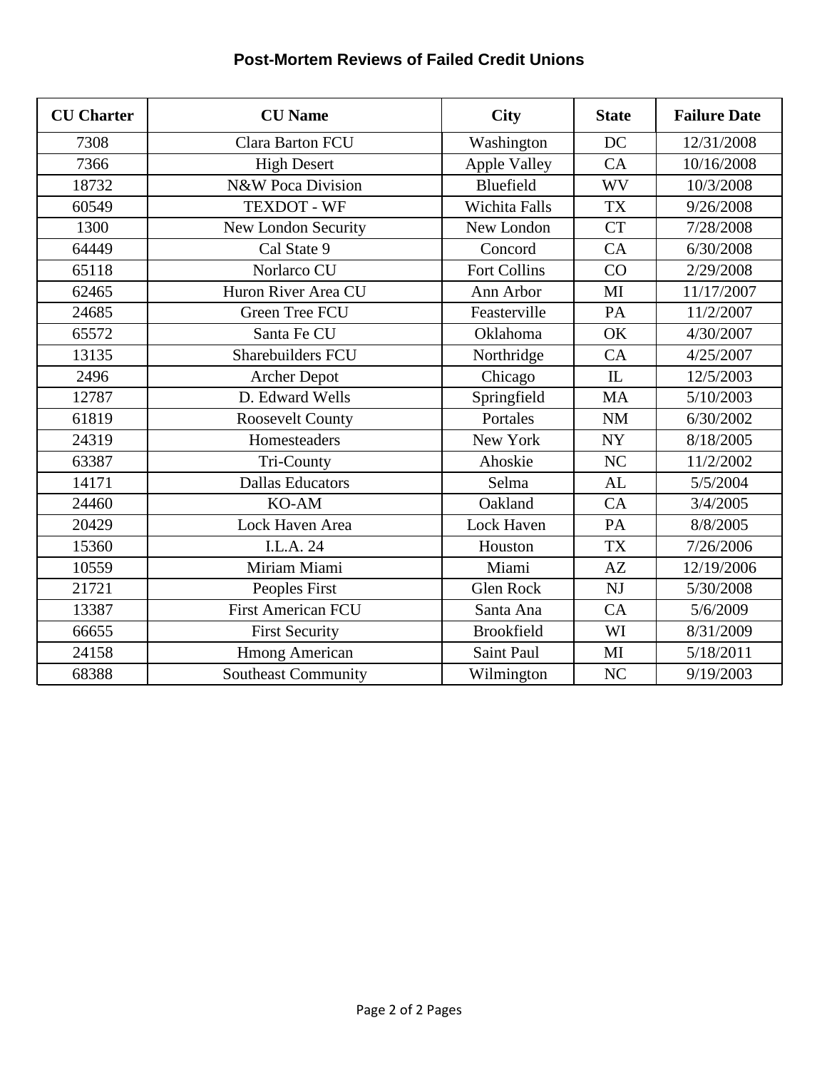## Post-Mortem Reviews of Failed Credit Unions

| CU Charter | CU Name | City | State | Failure Date |
|---|---|---|---|---|
| 7308 | Clara Barton FCU | Washington | DC | 12/31/2008 |
| 7366 | High Desert | Apple Valley | CA | 10/16/2008 |
| 18732 | N&W Poca Division | Bluefield | WV | 10/3/2008 |
| 60549 | TEXDOT - WF | Wichita Falls | TX | 9/26/2008 |
| 1300 | New London Security | New London | CT | 7/28/2008 |
| 64449 | Cal State 9 | Concord | CA | 6/30/2008 |
| 65118 | Norlarco CU | Fort Collins | CO | 2/29/2008 |
| 62465 | Huron River Area CU | Ann Arbor | MI | 11/17/2007 |
| 24685 | Green Tree FCU | Feasterville | PA | 11/2/2007 |
| 65572 | Santa Fe CU | Oklahoma | OK | 4/30/2007 |
| 13135 | Sharebuilders FCU | Northridge | CA | 4/25/2007 |
| 2496 | Archer Depot | Chicago | IL | 12/5/2003 |
| 12787 | D. Edward Wells | Springfield | MA | 5/10/2003 |
| 61819 | Roosevelt County | Portales | NM | 6/30/2002 |
| 24319 | Homesteaders | New York | NY | 8/18/2005 |
| 63387 | Tri-County | Ahoskie | NC | 11/2/2002 |
| 14171 | Dallas Educators | Selma | AL | 5/5/2004 |
| 24460 | KO-AM | Oakland | CA | 3/4/2005 |
| 20429 | Lock Haven Area | Lock Haven | PA | 8/8/2005 |
| 15360 | I.L.A. 24 | Houston | TX | 7/26/2006 |
| 10559 | Miriam Miami | Miami | AZ | 12/19/2006 |
| 21721 | Peoples First | Glen Rock | NJ | 5/30/2008 |
| 13387 | First American FCU | Santa Ana | CA | 5/6/2009 |
| 66655 | First Security | Brookfield | WI | 8/31/2009 |
| 24158 | Hmong American | Saint Paul | MI | 5/18/2011 |
| 68388 | Southeast Community | Wilmington | NC | 9/19/2003 |